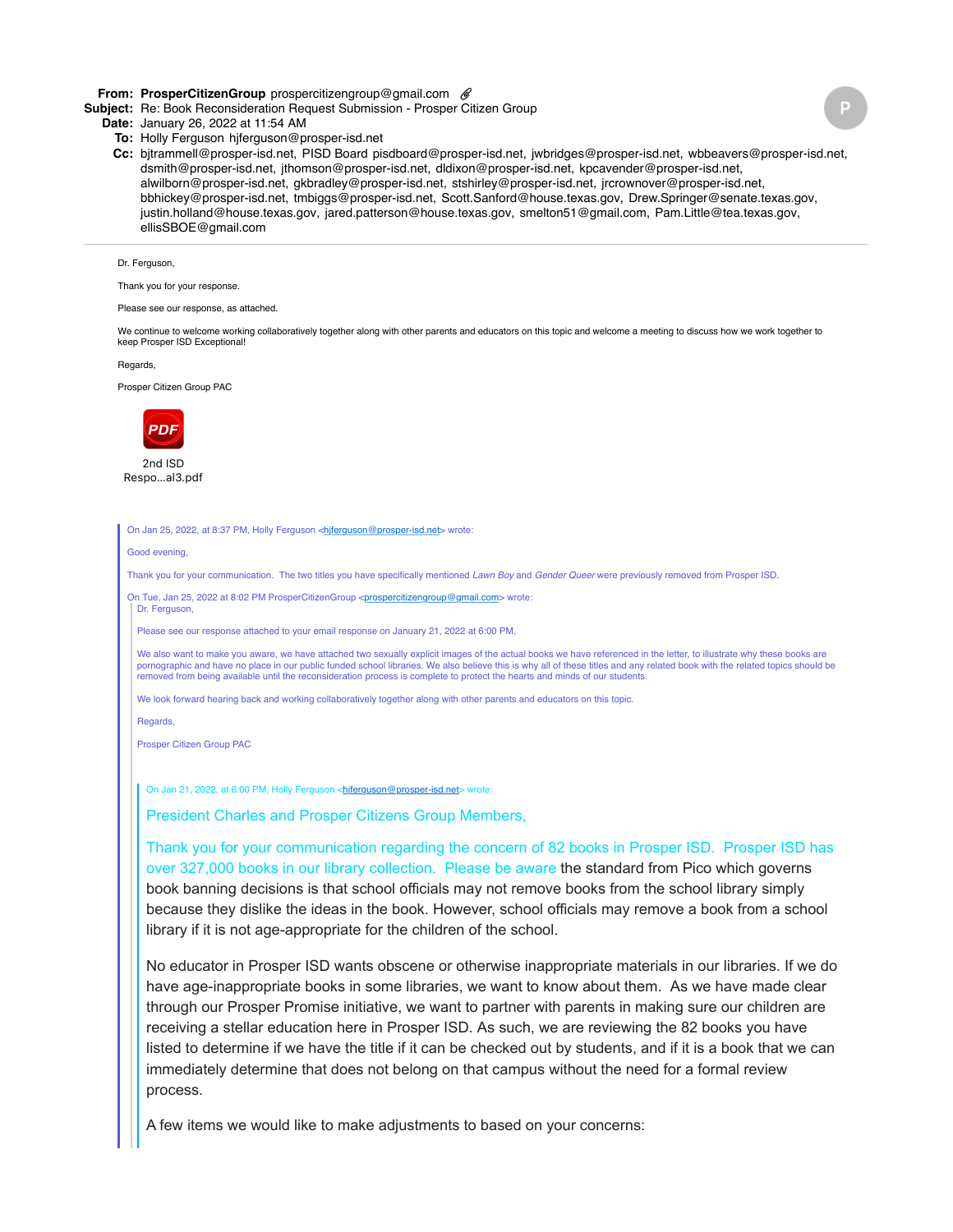**From:** **ProsperCitizenGroup** prospercitizengroup@gmail.com
**Subject:** Re: Book Reconsideration Request Submission - Prosper Citizen Group
**Date:** January 26, 2022 at 11:54 AM
**To:** Holly Ferguson hjferguson@prosper-isd.net
**Cc:** bjtrammell@prosper-isd.net, PISD Board pisdboard@prosper-isd.net, jwbridges@prosper-isd.net, wbbeavers@prosper-isd.net, dsmith@prosper-isd.net, jthomson@prosper-isd.net, dldixon@prosper-isd.net, kpcavender@prosper-isd.net, alwilborn@prosper-isd.net, gkbradley@prosper-isd.net, stshirley@prosper-isd.net, jrcrownover@prosper-isd.net, bbhickey@prosper-isd.net, tmbiggs@prosper-isd.net, Scott.Sanford@house.texas.gov, Drew.Springer@senate.texas.gov, justin.holland@house.texas.gov, jared.patterson@house.texas.gov, smelton51@gmail.com, Pam.Little@tea.texas.gov, ellisSBOE@gmail.com

---

Dr. Ferguson,

Thank you for your response.

Please see our response, as attached.

We continue to welcome working collaboratively together along with other parents and educators on this topic and welcome a meeting to discuss how we work together to keep Prosper ISD Exceptional!

Regards,

Prosper Citizen Group PAC

2nd ISD Respo...al3.pdf

> On Jan 25, 2022, at 8:37 PM, Holly Ferguson <hjferguson@prosper-isd.net> wrote:
>
> Good evening,
>
> Thank you for your communication. The two titles you have specifically mentioned *Lawn Boy* and *Gender Queer* were previously removed from Prosper ISD.
>
> On Tue, Jan 25, 2022 at 8:02 PM ProsperCitizenGroup <prospercitizengroup@gmail.com> wrote:
>
> > Dr. Ferguson,
> >
> > Please see our response attached to your email response on January 21, 2022 at 6:00 PM.
> >
> > We also want to make you aware, we have attached two sexually explicit images of the actual books we have referenced in the letter, to illustrate why these books are pornographic and have no place in our public funded school libraries. We also believe this is why all of these titles and any related book with the related topics should be removed from being available until the reconsideration process is complete to protect the hearts and minds of our students.
> >
> > We look forward hearing back and working collaboratively together along with other parents and educators on this topic.
> >
> > Regards,
> >
> > Prosper Citizen Group PAC
> >
> > > On Jan 21, 2022, at 6:00 PM, Holly Ferguson <hjferguson@prosper-isd.net> wrote:
> > >
> > > President Charles and Prosper Citizens Group Members,
> > >
> > > Thank you for your communication regarding the concern of 82 books in Prosper ISD. Prosper ISD has over 327,000 books in our library collection. Please be aware the standard from Pico which governs book banning decisions is that school officials may not remove books from the school library simply because they dislike the ideas in the book. However, school officials may remove a book from a school library if it is not age-appropriate for the children of the school.
> > >
> > > No educator in Prosper ISD wants obscene or otherwise inappropriate materials in our libraries. If we do have age-inappropriate books in some libraries, we want to know about them. As we have made clear through our Prosper Promise initiative, we want to partner with parents in making sure our children are receiving a stellar education here in Prosper ISD. As such, we are reviewing the 82 books you have listed to determine if we have the title if it can be checked out by students, and if it is a book that we can immediately determine that does not belong on that campus without the need for a formal review process.
> > >
> > > A few items we would like to make adjustments to based on your concerns: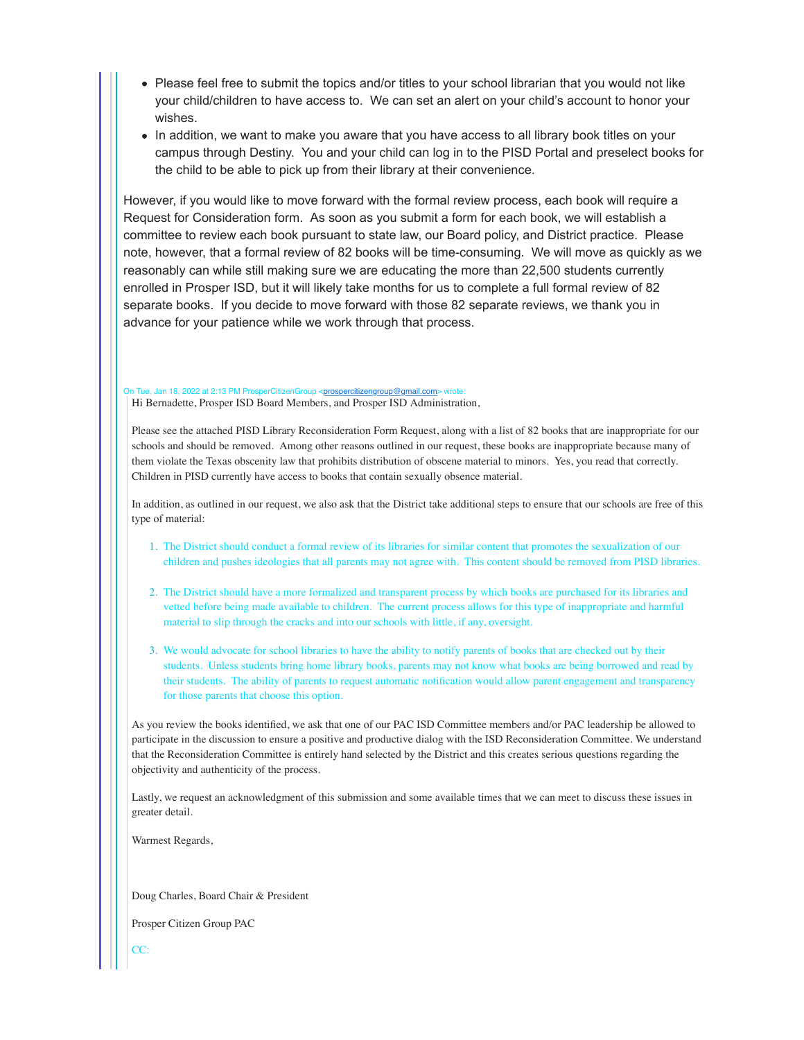- Please feel free to submit the topics and/or titles to your school librarian that you would not like your child/children to have access to. We can set an alert on your child's account to honor your wishes.
- In addition, we want to make you aware that you have access to all library book titles on your campus through Destiny. You and your child can log in to the PISD Portal and preselect books for the child to be able to pick up from their library at their convenience.

However, if you would like to move forward with the formal review process, each book will require a Request for Consideration form. As soon as you submit a form for each book, we will establish a committee to review each book pursuant to state law, our Board policy, and District practice. Please note, however, that a formal review of 82 books will be time-consuming. We will move as quickly as we reasonably can while still making sure we are educating the more than 22,500 students currently enrolled in Prosper ISD, but it will likely take months for us to complete a full formal review of 82 separate books. If you decide to move forward with those 82 separate reviews, we thank you in advance for your patience while we work through that process.

On Tue, Jan 18, 2022 at 2:13 PM ProsperCitizenGroup <prospercitizengroup@gmail.com> wrote:

Hi Bernadette, Prosper ISD Board Members, and Prosper ISD Administration,

Please see the attached PISD Library Reconsideration Form Request, along with a list of 82 books that are inappropriate for our schools and should be removed. Among other reasons outlined in our request, these books are inappropriate because many of them violate the Texas obscenity law that prohibits distribution of obscene material to minors. Yes, you read that correctly. Children in PISD currently have access to books that contain sexually obsence material.

In addition, as outlined in our request, we also ask that the District take additional steps to ensure that our schools are free of this type of material:

1. The District should conduct a formal review of its libraries for similar content that promotes the sexualization of our children and pushes ideologies that all parents may not agree with. This content should be removed from PISD libraries.
2. The District should have a more formalized and transparent process by which books are purchased for its libraries and vetted before being made available to children. The current process allows for this type of inappropriate and harmful material to slip through the cracks and into our schools with little, if any, oversight.
3. We would advocate for school libraries to have the ability to notify parents of books that are checked out by their students. Unless students bring home library books, parents may not know what books are being borrowed and read by their students. The ability of parents to request automatic notification would allow parent engagement and transparency for those parents that choose this option.

As you review the books identified, we ask that one of our PAC ISD Committee members and/or PAC leadership be allowed to participate in the discussion to ensure a positive and productive dialog with the ISD Reconsideration Committee. We understand that the Reconsideration Committee is entirely hand selected by the District and this creates serious questions regarding the objectivity and authenticity of the process.

Lastly, we request an acknowledgment of this submission and some available times that we can meet to discuss these issues in greater detail.

Warmest Regards,

Doug Charles, Board Chair & President

Prosper Citizen Group PAC

CC: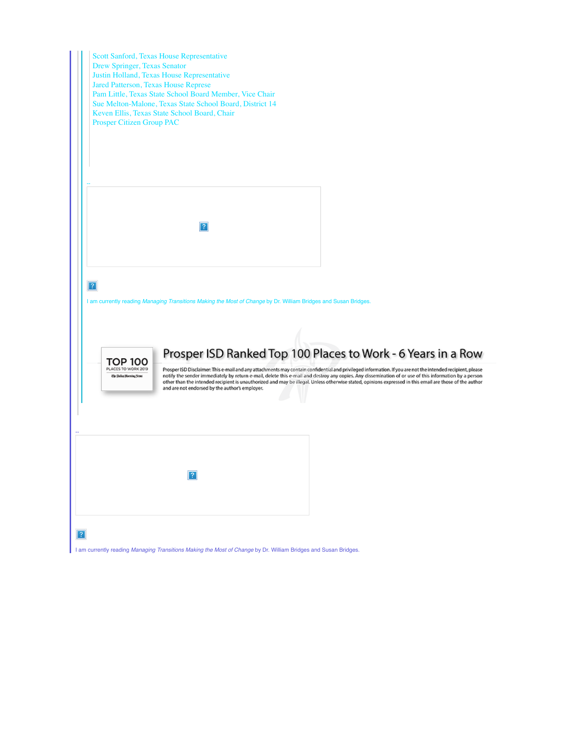Scott Sanford, Texas House Representative
Drew Springer, Texas Senator
Justin Holland, Texas House Representative
Jared Patterson, Texas House Represe
Pam Little, Texas State School Board Member, Vice Chair
Sue Melton-Malone, Texas State School Board, District 14
Keven Ellis, Texas State School Board, Chair
Prosper Citizen Group PAC

--

I am currently reading *Managing Transitions Making the Most of Change* by Dr. William Bridges and Susan Bridges.

TOP 100
PLACES TO WORK 2019
The Dallas Morning News

Prosper ISD Ranked Top 100 Places to Work - 6 Years in a Row

Prosper ISD Disclaimer: This e-mail and any attachments may contain confidential and privileged information. If you are not the intended recipient, please notify the sender immediately by return e-mail, delete this e-mail and destroy any copies. Any dissemination of or use of this information by a person other than the intended recipient is unauthorized and may be illegal. Unless otherwise stated, opinions expressed in this email are those of the author and are not endorsed by the author's employer.

--

I am currently reading *Managing Transitions Making the Most of Change* by Dr. William Bridges and Susan Bridges.